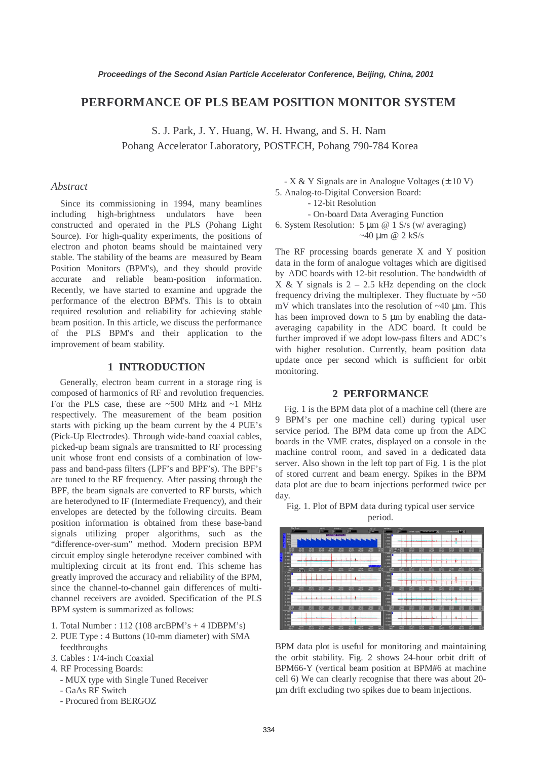# PERFORMANCE OF PLS BEAM POSITION MONITOR SYSTEM

S. J. Park, J. Y. Huang, W. H. Hwang, and S. H. Nam
Pohang Accelerator Laboratory, POSTECH, Pohang 790-784 Korea

## *Abstract*

Since its commissioning in 1994, many beamlines including high-brightness undulators have been constructed and operated in the PLS (Pohang Light Source). For high-quality experiments, the positions of electron and photon beams should be maintained very stable. The stability of the beams are measured by Beam Position Monitors (BPM's), and they should provide accurate and reliable beam-position information. Recently, we have started to examine and upgrade the performance of the electron BPM's. This is to obtain required resolution and reliability for achieving stable beam position. In this article, we discuss the performance of the PLS BPM's and their application to the improvement of beam stability.

## 1 INTRODUCTION

Generally, electron beam current in a storage ring is composed of harmonics of RF and revolution frequencies. For the PLS case, these are ~500 MHz and ~1 MHz respectively. The measurement of the beam position starts with picking up the beam current by the 4 PUE's (Pick-Up Electrodes). Through wide-band coaxial cables, picked-up beam signals are transmitted to RF processing unit whose front end consists of a combination of low-pass and band-pass filters (LPF's and BPF's). The BPF's are tuned to the RF frequency. After passing through the BPF, the beam signals are converted to RF bursts, which are heterodyned to IF (Intermediate Frequency), and their envelopes are detected by the following circuits. Beam position information is obtained from these base-band signals utilizing proper algorithms, such as the "difference-over-sum" method. Modern precision BPM circuit employ single heterodyne receiver combined with multiplexing circuit at its front end. This scheme has greatly improved the accuracy and reliability of the BPM, since the channel-to-channel gain differences of multi-channel receivers are avoided. Specification of the PLS BPM system is summarized as follows:

1. Total Number : 112 (108 arcBPM's + 4 IDBPM's)
2. PUE Type : 4 Buttons (10-mm diameter) with SMA feedthroughs
3. Cables : 1/4-inch Coaxial
4. RF Processing Boards:
   - MUX type with Single Tuned Receiver
   - GaAs RF Switch
   - Procured from BERGOZ
   - X & Y Signals are in Analogue Voltages (± 10 V)
5. Analog-to-Digital Conversion Board:
   - 12-bit Resolution
   - On-board Data Averaging Function
6. System Resolution: 5 μm @ 1 S/s (w/ averaging)
   ~40 μm @ 2 kS/s

The RF processing boards generate X and Y position data in the form of analogue voltages which are digitised by ADC boards with 12-bit resolution. The bandwidth of X & Y signals is 2 – 2.5 kHz depending on the clock frequency driving the multiplexer. They fluctuate by ~50 mV which translates into the resolution of ~40 μm. This has been improved down to 5 μm by enabling the data-averaging capability in the ADC board. It could be further improved if we adopt low-pass filters and ADC's with higher resolution. Currently, beam position data update once per second which is sufficient for orbit monitoring.

## 2 PERFORMANCE

Fig. 1 is the BPM data plot of a machine cell (there are 9 BPM's per one machine cell) during typical user service period. The BPM data come up from the ADC boards in the VME crates, displayed on a console in the machine control room, and saved in a dedicated data server. Also shown in the left top part of Fig. 1 is the plot of stored current and beam energy. Spikes in the BPM data plot are due to beam injections performed twice per day.

Fig. 1. Plot of BPM data during typical user service period.

BPM data plot is useful for monitoring and maintaining the orbit stability. Fig. 2 shows 24-hour orbit drift of BPM66-Y (vertical beam position at BPM#6 at machine cell 6) We can clearly recognise that there was about 20-μm drift excluding two spikes due to beam injections.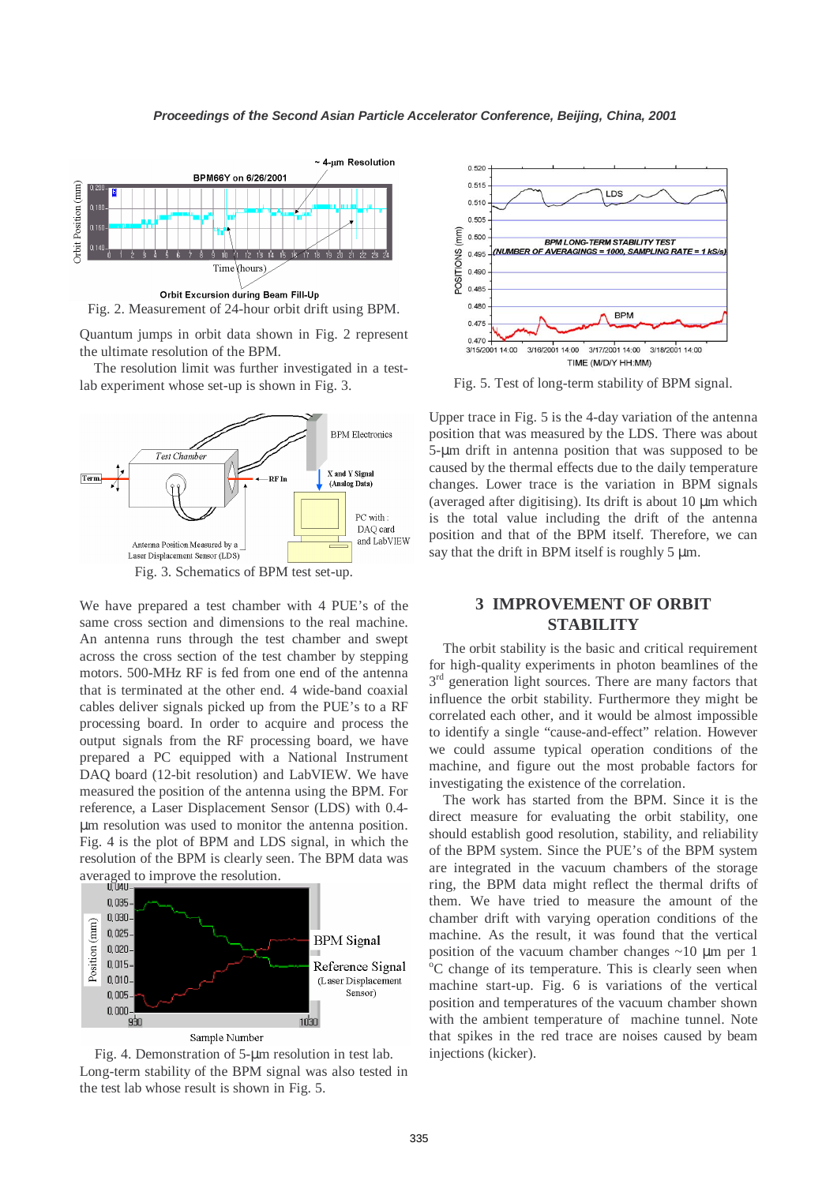Fig. 2. Measurement of 24-hour orbit drift using BPM.

Quantum jumps in orbit data shown in Fig. 2 represent the ultimate resolution of the BPM.

The resolution limit was further investigated in a test-lab experiment whose set-up is shown in Fig. 3.

Fig. 3. Schematics of BPM test set-up.

We have prepared a test chamber with 4 PUE's of the same cross section and dimensions to the real machine. An antenna runs through the test chamber and swept across the cross section of the test chamber by stepping motors. 500-MHz RF is fed from one end of the antenna that is terminated at the other end. 4 wide-band coaxial cables deliver signals picked up from the PUE's to a RF processing board. In order to acquire and process the output signals from the RF processing board, we have prepared a PC equipped with a National Instrument DAQ board (12-bit resolution) and LabVIEW. We have measured the position of the antenna using the BPM. For reference, a Laser Displacement Sensor (LDS) with 0.4-µm resolution was used to monitor the antenna position. Fig. 4 is the plot of BPM and LDS signal, in which the resolution of the BPM is clearly seen. The BPM data was averaged to improve the resolution.

Fig. 4. Demonstration of 5-µm resolution in test lab.

Long-term stability of the BPM signal was also tested in the test lab whose result is shown in Fig. 5.

Fig. 5. Test of long-term stability of BPM signal.

Upper trace in Fig. 5 is the 4-day variation of the antenna position that was measured by the LDS. There was about 5-µm drift in antenna position that was supposed to be caused by the thermal effects due to the daily temperature changes. Lower trace is the variation in BPM signals (averaged after digitising). Its drift is about 10 µm which is the total value including the drift of the antenna position and that of the BPM itself. Therefore, we can say that the drift in BPM itself is roughly 5 µm.

## 3 IMPROVEMENT OF ORBIT STABILITY

The orbit stability is the basic and critical requirement for high-quality experiments in photon beamlines of the 3rd generation light sources. There are many factors that influence the orbit stability. Furthermore they might be correlated each other, and it would be almost impossible to identify a single "cause-and-effect" relation. However we could assume typical operation conditions of the machine, and figure out the most probable factors for investigating the existence of the correlation.

The work has started from the BPM. Since it is the direct measure for evaluating the orbit stability, one should establish good resolution, stability, and reliability of the BPM system. Since the PUE's of the BPM system are integrated in the vacuum chambers of the storage ring, the BPM data might reflect the thermal drifts of them. We have tried to measure the amount of the chamber drift with varying operation conditions of the machine. As the result, it was found that the vertical position of the vacuum chamber changes ~10 µm per 1 °C change of its temperature. This is clearly seen when machine start-up. Fig. 6 is variations of the vertical position and temperatures of the vacuum chamber shown with the ambient temperature of machine tunnel. Note that spikes in the red trace are noises caused by beam injections (kicker).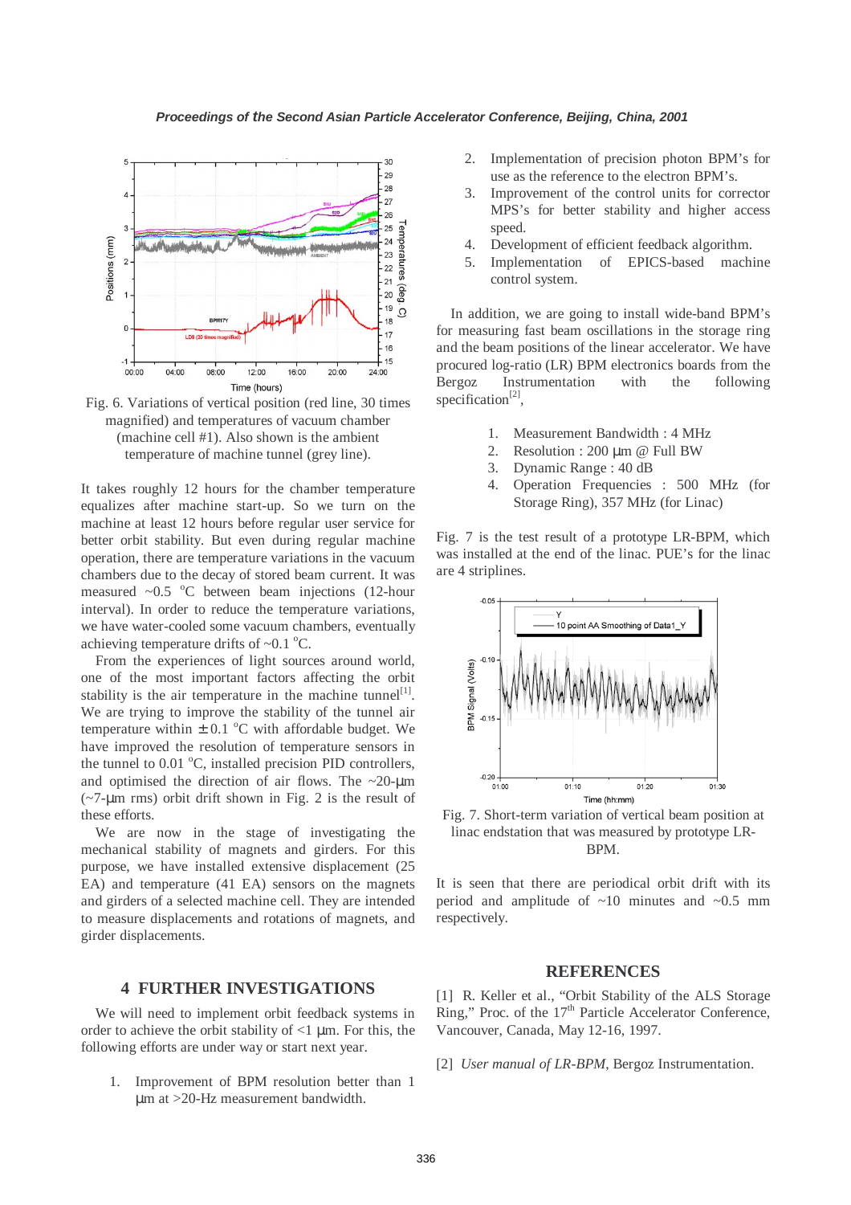Positions (mm)

Temperatures (deg. C)

Time (hours)

00:00 04:00 08:00 12:00 16:00 20:00 24:00

BPM7Y

LD8 (30 times magnified)

AMBIENT

Fig. 6. Variations of vertical position (red line, 30 times magnified) and temperatures of vacuum chamber (machine cell #1). Also shown is the ambient temperature of machine tunnel (grey line).

It takes roughly 12 hours for the chamber temperature equalizes after machine start-up. So we turn on the machine at least 12 hours before regular user service for better orbit stability. But even during regular machine operation, there are temperature variations in the vacuum chambers due to the decay of stored beam current. It was measured ~0.5 $^{o}$C between beam injections (12-hour interval). In order to reduce the temperature variations, we have water-cooled some vacuum chambers, eventually achieving temperature drifts of ~0.1 $^{o}$C.

From the experiences of light sources around world, one of the most important factors affecting the orbit stability is the air temperature in the machine tunnel[1]. We are trying to improve the stability of the tunnel air temperature within $\pm 0.1$ $^{o}$C with affordable budget. We have improved the resolution of temperature sensors in the tunnel to 0.01 $^{o}$C, installed precision PID controllers, and optimised the direction of air flows. The ~20-μm (~7-μm rms) orbit drift shown in Fig. 2 is the result of these efforts.

We are now in the stage of investigating the mechanical stability of magnets and girders. For this purpose, we have installed extensive displacement (25 EA) and temperature (41 EA) sensors on the magnets and girders of a selected machine cell. They are intended to measure displacements and rotations of magnets, and girder displacements.

## 4 FURTHER INVESTIGATIONS

We will need to implement orbit feedback systems in order to achieve the orbit stability of <1 μm. For this, the following efforts are under way or start next year.

1. Improvement of BPM resolution better than 1 μm at >20-Hz measurement bandwidth.
2. Implementation of precision photon BPM's for use as the reference to the electron BPM's.
3. Improvement of the control units for corrector MPS's for better stability and higher access speed.
4. Development of efficient feedback algorithm.
5. Implementation of EPICS-based machine control system.

In addition, we are going to install wide-band BPM's for measuring fast beam oscillations in the storage ring and the beam positions of the linear accelerator. We have procured log-ratio (LR) BPM electronics boards from the Bergoz Instrumentation with the following specification[2],

1. Measurement Bandwidth : 4 MHz
2. Resolution : 200 μm @ Full BW
3. Dynamic Range : 40 dB
4. Operation Frequencies : 500 MHz (for Storage Ring), 357 MHz (for Linac)

Fig. 7 is the test result of a prototype LR-BPM, which was installed at the end of the linac. PUE's for the linac are 4 striplines.

Y

10 point AA Smoothing of Data1_Y

BPM Signal (Volts)

Time (hh:mm)

01:00 01:10 01:20 01:30

Fig. 7. Short-term variation of vertical beam position at linac endstation that was measured by prototype LR-BPM.

It is seen that there are periodical orbit drift with its period and amplitude of ~10 minutes and ~0.5 mm respectively.

## REFERENCES

[1] R. Keller et al., "Orbit Stability of the ALS Storage Ring," Proc. of the 17th Particle Accelerator Conference, Vancouver, Canada, May 12-16, 1997.

[2] *User manual of LR-BPM*, Bergoz Instrumentation.